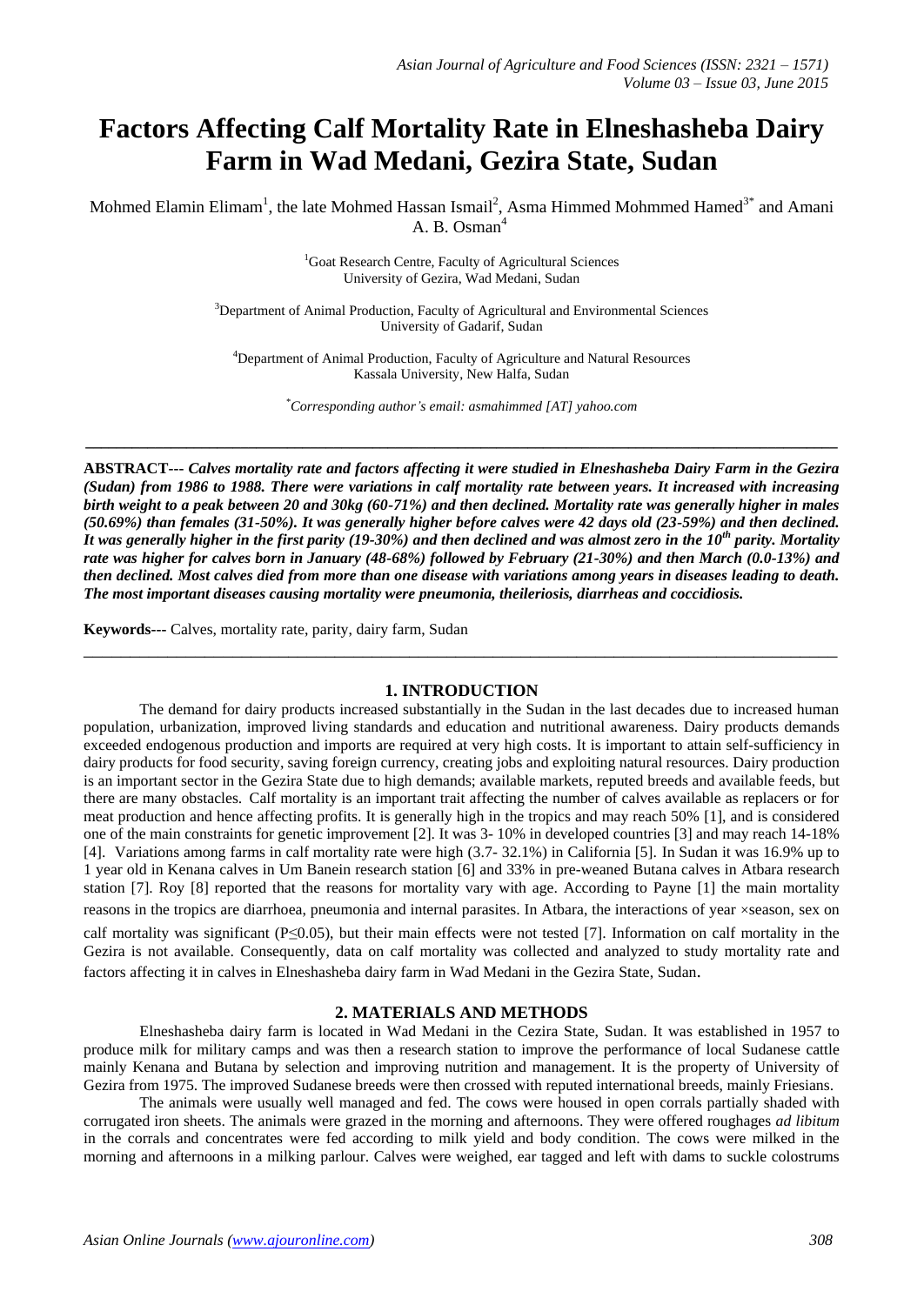# Factors Affecting Calf Mortality Rate in Elneshasheba Dairy Farm in Wad Medani, Gezira State, Sudan

Mohmed Elamin Elimam[1], the late Mohmed Hassan Ismail[2], Asma Himmed Mohmmed Hamed[3*] and Amani A. B. Osman[4]

[1]Goat Research Centre, Faculty of Agricultural Sciences
University of Gezira, Wad Medani, Sudan

[3]Department of Animal Production, Faculty of Agricultural and Environmental Sciences
University of Gadarif, Sudan

[4]Department of Animal Production, Faculty of Agriculture and Natural Resources
Kassala University, New Halfa, Sudan

*Corresponding author's email: asmahimmed [AT] yahoo.com

---

**ABSTRACT---** ***Calves mortality rate and factors affecting it were studied in Elneshasheba Dairy Farm in the Gezira (Sudan) from 1986 to 1988. There were variations in calf mortality rate between years. It increased with increasing birth weight to a peak between 20 and 30kg (60-71%) and then declined. Mortality rate was generally higher in males (50.69%) than females (31-50%). It was generally higher before calves were 42 days old (23-59%) and then declined. It was generally higher in the first parity (19-30%) and then declined and was almost zero in the 10th parity. Mortality rate was higher for calves born in January (48-68%) followed by February (21-30%) and then March (0.0-13%) and then declined. Most calves died from more than one disease with variations among years in diseases leading to death. The most important diseases causing mortality were pneumonia, theileriosis, diarrheas and coccidiosis.***

**Keywords---** Calves, mortality rate, parity, dairy farm, Sudan

---

## 1. INTRODUCTION

The demand for dairy products increased substantially in the Sudan in the last decades due to increased human population, urbanization, improved living standards and education and nutritional awareness. Dairy products demands exceeded endogenous production and imports are required at very high costs. It is important to attain self-sufficiency in dairy products for food security, saving foreign currency, creating jobs and exploiting natural resources. Dairy production is an important sector in the Gezira State due to high demands; available markets, reputed breeds and available feeds, but there are many obstacles. Calf mortality is an important trait affecting the number of calves available as replacers or for meat production and hence affecting profits. It is generally high in the tropics and may reach 50% [1], and is considered one of the main constraints for genetic improvement [2]. It was 3- 10% in developed countries [3] and may reach 14-18% [4]. Variations among farms in calf mortality rate were high (3.7- 32.1%) in California [5]. In Sudan it was 16.9% up to 1 year old in Kenana calves in Um Banein research station [6] and 33% in pre-weaned Butana calves in Atbara research station [7]. Roy [8] reported that the reasons for mortality vary with age. According to Payne [1] the main mortality reasons in the tropics are diarrhoea, pneumonia and internal parasites. In Atbara, the interactions of year ×season, sex on calf mortality was significant ($P \leq 0.05$), but their main effects were not tested [7]. Information on calf mortality in the Gezira is not available. Consequently, data on calf mortality was collected and analyzed to study mortality rate and factors affecting it in calves in Elneshasheba dairy farm in Wad Medani in the Gezira State, Sudan.

## 2. MATERIALS AND METHODS

Elneshasheba dairy farm is located in Wad Medani in the Cezira State, Sudan. It was established in 1957 to produce milk for military camps and was then a research station to improve the performance of local Sudanese cattle mainly Kenana and Butana by selection and improving nutrition and management. It is the property of University of Gezira from 1975. The improved Sudanese breeds were then crossed with reputed international breeds, mainly Friesians.

The animals were usually well managed and fed. The cows were housed in open corrals partially shaded with corrugated iron sheets. The animals were grazed in the morning and afternoons. They were offered roughages *ad libitum* in the corrals and concentrates were fed according to milk yield and body condition. The cows were milked in the morning and afternoons in a milking parlour. Calves were weighed, ear tagged and left with dams to suckle colostrums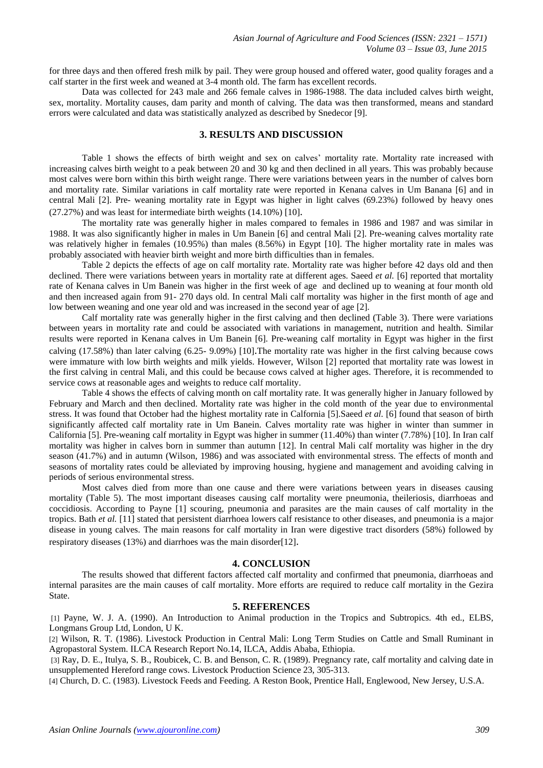for three days and then offered fresh milk by pail. They were group housed and offered water, good quality forages and a calf starter in the first week and weaned at 3-4 month old. The farm has excellent records.

Data was collected for 243 male and 266 female calves in 1986-1988. The data included calves birth weight, sex, mortality. Mortality causes, dam parity and month of calving. The data was then transformed, means and standard errors were calculated and data was statistically analyzed as described by Snedecor [9].

## 3. RESULTS AND DISCUSSION

Table 1 shows the effects of birth weight and sex on calves' mortality rate. Mortality rate increased with increasing calves birth weight to a peak between 20 and 30 kg and then declined in all years. This was probably because most calves were born within this birth weight range. There were variations between years in the number of calves born and mortality rate. Similar variations in calf mortality rate were reported in Kenana calves in Um Banana [6] and in central Mali [2]. Pre- weaning mortality rate in Egypt was higher in light calves (69.23%) followed by heavy ones (27.27%) and was least for intermediate birth weights (14.10%) [10].

The mortality rate was generally higher in males compared to females in 1986 and 1987 and was similar in 1988. It was also significantly higher in males in Um Banein [6] and central Mali [2]. Pre-weaning calves mortality rate was relatively higher in females (10.95%) than males (8.56%) in Egypt [10]. The higher mortality rate in males was probably associated with heavier birth weight and more birth difficulties than in females.

Table 2 depicts the effects of age on calf mortality rate. Mortality rate was higher before 42 days old and then declined. There were variations between years in mortality rate at different ages. Saeed *et al.* [6] reported that mortality rate of Kenana calves in Um Banein was higher in the first week of age and declined up to weaning at four month old and then increased again from 91- 270 days old. In central Mali calf mortality was higher in the first month of age and low between weaning and one year old and was increased in the second year of age [2].

Calf mortality rate was generally higher in the first calving and then declined (Table 3). There were variations between years in mortality rate and could be associated with variations in management, nutrition and health. Similar results were reported in Kenana calves in Um Banein [6]. Pre-weaning calf mortality in Egypt was higher in the first calving (17.58%) than later calving (6.25- 9.09%) [10].The mortality rate was higher in the first calving because cows were immature with low birth weights and milk yields. However, Wilson [2] reported that mortality rate was lowest in the first calving in central Mali, and this could be because cows calved at higher ages. Therefore, it is recommended to service cows at reasonable ages and weights to reduce calf mortality.

Table 4 shows the effects of calving month on calf mortality rate. It was generally higher in January followed by February and March and then declined. Mortality rate was higher in the cold month of the year due to environmental stress. It was found that October had the highest mortality rate in Calfornia [5].Saeed *et al.* [6] found that season of birth significantly affected calf mortality rate in Um Banein. Calves mortality rate was higher in winter than summer in California [5]. Pre-weaning calf mortality in Egypt was higher in summer (11.40%) than winter (7.78%) [10]. In Iran calf mortality was higher in calves born in summer than autumn [12]. In central Mali calf mortality was higher in the dry season (41.7%) and in autumn (Wilson, 1986) and was associated with environmental stress. The effects of month and seasons of mortality rates could be alleviated by improving housing, hygiene and management and avoiding calving in periods of serious environmental stress.

Most calves died from more than one cause and there were variations between years in diseases causing mortality (Table 5). The most important diseases causing calf mortality were pneumonia, theileriosis, diarrhoeas and coccidiosis. According to Payne [1] scouring, pneumonia and parasites are the main causes of calf mortality in the tropics. Bath *et al.* [11] stated that persistent diarrhoea lowers calf resistance to other diseases, and pneumonia is a major disease in young calves. The main reasons for calf mortality in Iran were digestive tract disorders (58%) followed by respiratory diseases (13%) and diarrhoes was the main disorder[12].

## 4. CONCLUSION

The results showed that different factors affected calf mortality and confirmed that pneumonia, diarrhoeas and internal parasites are the main causes of calf mortality. More efforts are required to reduce calf mortality in the Gezira State.

## 5. REFERENCES

[1] Payne, W. J. A. (1990). An Introduction to Animal production in the Tropics and Subtropics. 4th ed., ELBS, Longmans Group Ltd, London, U K.

[2] Wilson, R. T. (1986). Livestock Production in Central Mali: Long Term Studies on Cattle and Small Ruminant in Agropastoral System. ILCA Research Report No.14, ILCA, Addis Ababa, Ethiopia.

[3] Ray, D. E., Itulya, S. B., Roubicek, C. B. and Benson, C. R. (1989). Pregnancy rate, calf mortality and calving date in unsupplemented Hereford range cows. Livestock Production Science 23, 305-313.

[4] Church, D. C. (1983). Livestock Feeds and Feeding. A Reston Book, Prentice Hall, Englewood, New Jersey, U.S.A.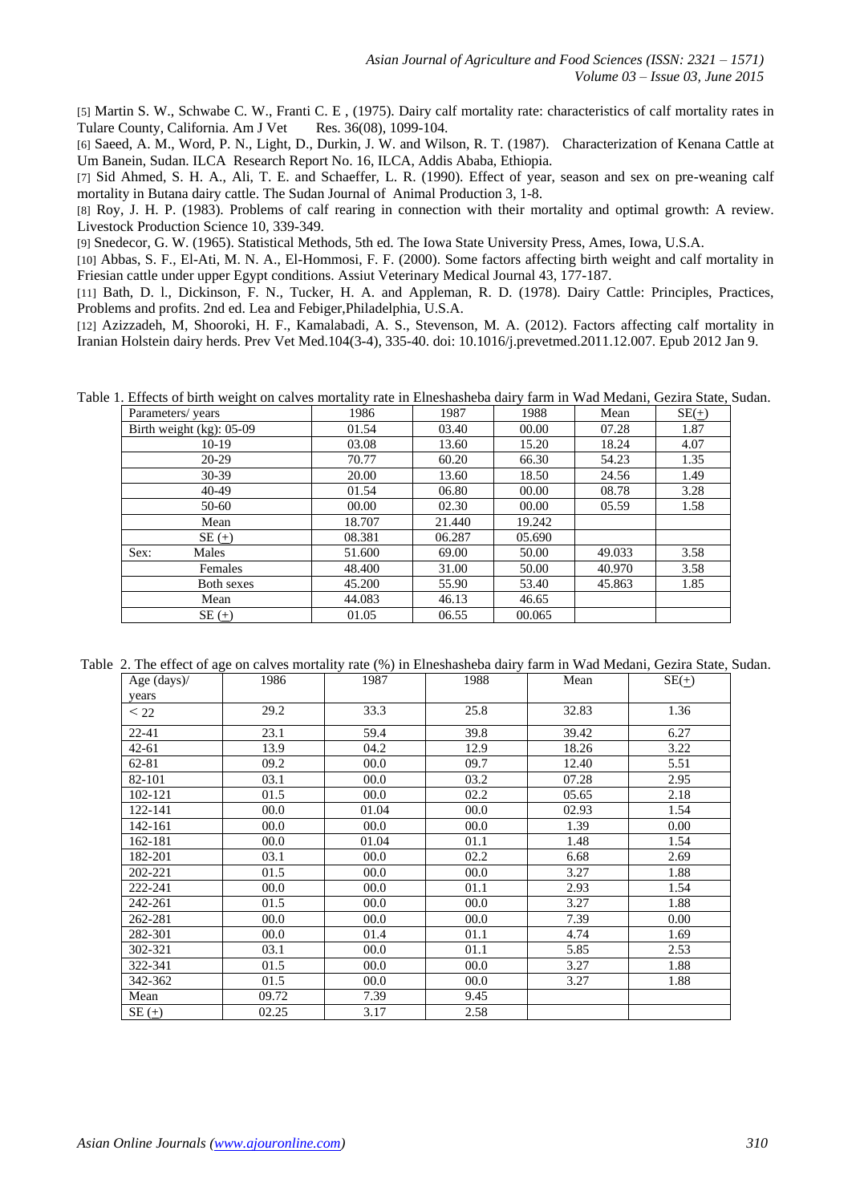[5] Martin S. W., Schwabe C. W., Franti C. E , (1975). Dairy calf mortality rate: characteristics of calf mortality rates in Tulare County, California. Am J Vet Res. 36(08), 1099-104.

[6] Saeed, A. M., Word, P. N., Light, D., Durkin, J. W. and Wilson, R. T. (1987). Characterization of Kenana Cattle at Um Banein, Sudan. ILCA Research Report No. 16, ILCA, Addis Ababa, Ethiopia.

[7] Sid Ahmed, S. H. A., Ali, T. E. and Schaeffer, L. R. (1990). Effect of year, season and sex on pre-weaning calf mortality in Butana dairy cattle. The Sudan Journal of Animal Production 3, 1-8.

[8] Roy, J. H. P. (1983). Problems of calf rearing in connection with their mortality and optimal growth: A review. Livestock Production Science 10, 339-349.

[9] Snedecor, G. W. (1965). Statistical Methods, 5th ed. The Iowa State University Press, Ames, Iowa, U.S.A.

[10] Abbas, S. F., El-Ati, M. N. A., El-Hommosi, F. F. (2000). Some factors affecting birth weight and calf mortality in Friesian cattle under upper Egypt conditions. Assiut Veterinary Medical Journal 43, 177-187.

[11] Bath, D. l., Dickinson, F. N., Tucker, H. A. and Appleman, R. D. (1978). Dairy Cattle: Principles, Practices, Problems and profits. 2nd ed. Lea and Febiger,Philadelphia, U.S.A.

[12] Azizzadeh, M, Shooroki, H. F., Kamalabadi, A. S., Stevenson, M. A. (2012). Factors affecting calf mortality in Iranian Holstein dairy herds. Prev Vet Med.104(3-4), 335-40. doi: 10.1016/j.prevetmed.2011.12.007. Epub 2012 Jan 9.

Table 1. Effects of birth weight on calves mortality rate in Elneshasheba dairy farm in Wad Medani, Gezira State, Sudan.

| Parameters/ years | 1986 | 1987 | 1988 | Mean | SE(+) |
|---|---|---|---|---|---|
| Birth weight (kg): 05-09 | 01.54 | 03.40 | 00.00 | 07.28 | 1.87 |
| 10-19 | 03.08 | 13.60 | 15.20 | 18.24 | 4.07 |
| 20-29 | 70.77 | 60.20 | 66.30 | 54.23 | 1.35 |
| 30-39 | 20.00 | 13.60 | 18.50 | 24.56 | 1.49 |
| 40-49 | 01.54 | 06.80 | 00.00 | 08.78 | 3.28 |
| 50-60 | 00.00 | 02.30 | 00.00 | 05.59 | 1.58 |
| Mean | 18.707 | 21.440 | 19.242 | | |
| SE (+) | 08.381 | 06.287 | 05.690 | | |
| Sex: Males | 51.600 | 69.00 | 50.00 | 49.033 | 3.58 |
| Females | 48.400 | 31.00 | 50.00 | 40.970 | 3.58 |
| Both sexes | 45.200 | 55.90 | 53.40 | 45.863 | 1.85 |
| Mean | 44.083 | 46.13 | 46.65 | | |
| SE (+) | 01.05 | 06.55 | 00.065 | | |

Table 2. The effect of age on calves mortality rate (%) in Elneshasheba dairy farm in Wad Medani, Gezira State, Sudan.

| Age (days)/ years | 1986 | 1987 | 1988 | Mean | SE(+) |
|---|---|---|---|---|---|
| < 22 | 29.2 | 33.3 | 25.8 | 32.83 | 1.36 |
| 22-41 | 23.1 | 59.4 | 39.8 | 39.42 | 6.27 |
| 42-61 | 13.9 | 04.2 | 12.9 | 18.26 | 3.22 |
| 62-81 | 09.2 | 00.0 | 09.7 | 12.40 | 5.51 |
| 82-101 | 03.1 | 00.0 | 03.2 | 07.28 | 2.95 |
| 102-121 | 01.5 | 00.0 | 02.2 | 05.65 | 2.18 |
| 122-141 | 00.0 | 01.04 | 00.0 | 02.93 | 1.54 |
| 142-161 | 00.0 | 00.0 | 00.0 | 1.39 | 0.00 |
| 162-181 | 00.0 | 01.04 | 01.1 | 1.48 | 1.54 |
| 182-201 | 03.1 | 00.0 | 02.2 | 6.68 | 2.69 |
| 202-221 | 01.5 | 00.0 | 00.0 | 3.27 | 1.88 |
| 222-241 | 00.0 | 00.0 | 01.1 | 2.93 | 1.54 |
| 242-261 | 01.5 | 00.0 | 00.0 | 3.27 | 1.88 |
| 262-281 | 00.0 | 00.0 | 00.0 | 7.39 | 0.00 |
| 282-301 | 00.0 | 01.4 | 01.1 | 4.74 | 1.69 |
| 302-321 | 03.1 | 00.0 | 01.1 | 5.85 | 2.53 |
| 322-341 | 01.5 | 00.0 | 00.0 | 3.27 | 1.88 |
| 342-362 | 01.5 | 00.0 | 00.0 | 3.27 | 1.88 |
| Mean | 09.72 | 7.39 | 9.45 | | |
| SE (+) | 02.25 | 3.17 | 2.58 | | |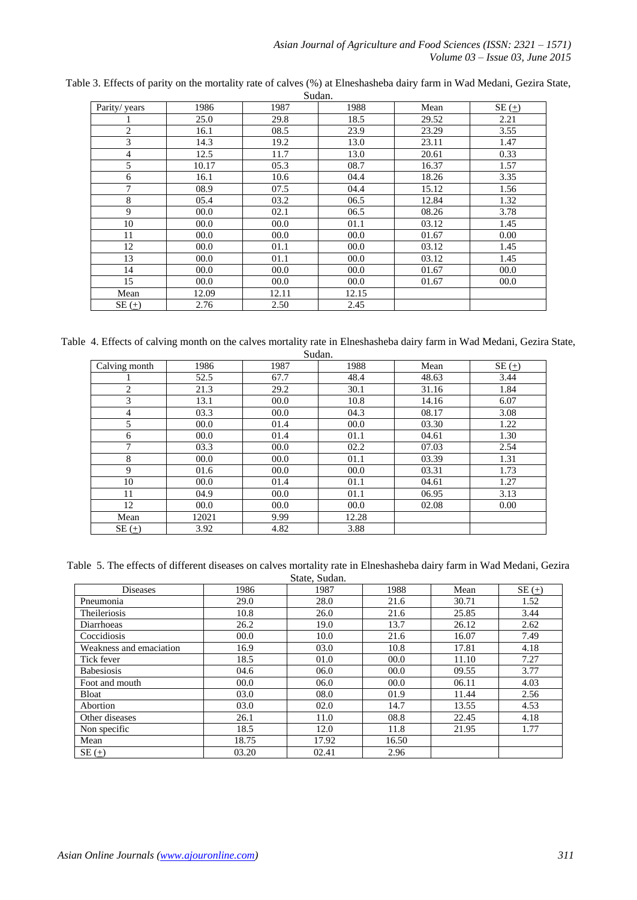Table 3. Effects of parity on the mortality rate of calves (%) at Elneshasheba dairy farm in Wad Medani, Gezira State, Sudan.

| Parity/ years | 1986 | 1987 | 1988 | Mean | SE (+) |
|---|---|---|---|---|---|
| 1 | 25.0 | 29.8 | 18.5 | 29.52 | 2.21 |
| 2 | 16.1 | 08.5 | 23.9 | 23.29 | 3.55 |
| 3 | 14.3 | 19.2 | 13.0 | 23.11 | 1.47 |
| 4 | 12.5 | 11.7 | 13.0 | 20.61 | 0.33 |
| 5 | 10.17 | 05.3 | 08.7 | 16.37 | 1.57 |
| 6 | 16.1 | 10.6 | 04.4 | 18.26 | 3.35 |
| 7 | 08.9 | 07.5 | 04.4 | 15.12 | 1.56 |
| 8 | 05.4 | 03.2 | 06.5 | 12.84 | 1.32 |
| 9 | 00.0 | 02.1 | 06.5 | 08.26 | 3.78 |
| 10 | 00.0 | 00.0 | 01.1 | 03.12 | 1.45 |
| 11 | 00.0 | 00.0 | 00.0 | 01.67 | 0.00 |
| 12 | 00.0 | 01.1 | 00.0 | 03.12 | 1.45 |
| 13 | 00.0 | 01.1 | 00.0 | 03.12 | 1.45 |
| 14 | 00.0 | 00.0 | 00.0 | 01.67 | 00.0 |
| 15 | 00.0 | 00.0 | 00.0 | 01.67 | 00.0 |
| Mean | 12.09 | 12.11 | 12.15 | | |
| SE (+) | 2.76 | 2.50 | 2.45 | | |

Table 4. Effects of calving month on the calves mortality rate in Elneshasheba dairy farm in Wad Medani, Gezira State, Sudan.

| Calving month | 1986 | 1987 | 1988 | Mean | SE (+) |
|---|---|---|---|---|---|
| 1 | 52.5 | 67.7 | 48.4 | 48.63 | 3.44 |
| 2 | 21.3 | 29.2 | 30.1 | 31.16 | 1.84 |
| 3 | 13.1 | 00.0 | 10.8 | 14.16 | 6.07 |
| 4 | 03.3 | 00.0 | 04.3 | 08.17 | 3.08 |
| 5 | 00.0 | 01.4 | 00.0 | 03.30 | 1.22 |
| 6 | 00.0 | 01.4 | 01.1 | 04.61 | 1.30 |
| 7 | 03.3 | 00.0 | 02.2 | 07.03 | 2.54 |
| 8 | 00.0 | 00.0 | 01.1 | 03.39 | 1.31 |
| 9 | 01.6 | 00.0 | 00.0 | 03.31 | 1.73 |
| 10 | 00.0 | 01.4 | 01.1 | 04.61 | 1.27 |
| 11 | 04.9 | 00.0 | 01.1 | 06.95 | 3.13 |
| 12 | 00.0 | 00.0 | 00.0 | 02.08 | 0.00 |
| Mean | 12021 | 9.99 | 12.28 | | |
| SE (+) | 3.92 | 4.82 | 3.88 | | |

Table 5. The effects of different diseases on calves mortality rate in Elneshasheba dairy farm in Wad Medani, Gezira State, Sudan.

| Diseases | 1986 | 1987 | 1988 | Mean | SE (+) |
|---|---|---|---|---|---|
| Pneumonia | 29.0 | 28.0 | 21.6 | 30.71 | 1.52 |
| Theileriosis | 10.8 | 26.0 | 21.6 | 25.85 | 3.44 |
| Diarrhoeas | 26.2 | 19.0 | 13.7 | 26.12 | 2.62 |
| Coccidiosis | 00.0 | 10.0 | 21.6 | 16.07 | 7.49 |
| Weakness and emaciation | 16.9 | 03.0 | 10.8 | 17.81 | 4.18 |
| Tick fever | 18.5 | 01.0 | 00.0 | 11.10 | 7.27 |
| Babesiosis | 04.6 | 06.0 | 00.0 | 09.55 | 3.77 |
| Foot and mouth | 00.0 | 06.0 | 00.0 | 06.11 | 4.03 |
| Bloat | 03.0 | 08.0 | 01.9 | 11.44 | 2.56 |
| Abortion | 03.0 | 02.0 | 14.7 | 13.55 | 4.53 |
| Other diseases | 26.1 | 11.0 | 08.8 | 22.45 | 4.18 |
| Non specific | 18.5 | 12.0 | 11.8 | 21.95 | 1.77 |
| Mean | 18.75 | 17.92 | 16.50 | | |
| SE (+) | 03.20 | 02.41 | 2.96 | | |